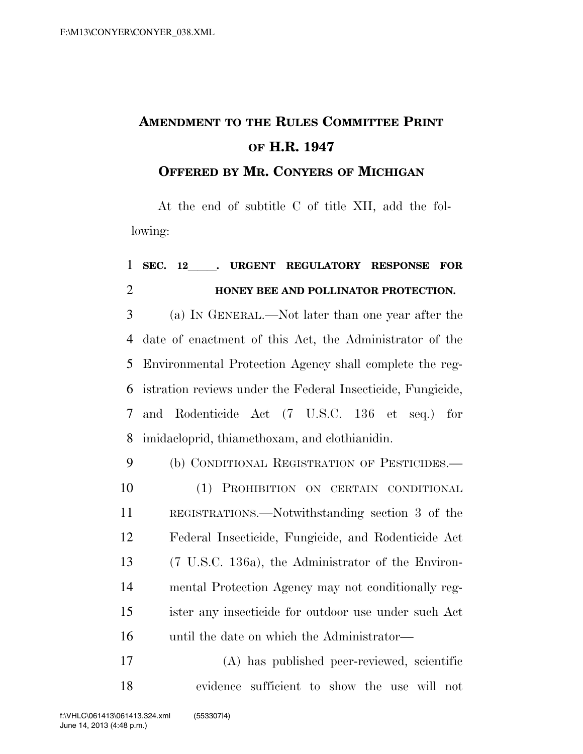# AMENDMENT TO THE RULES COMMITTEE PRINT OF H.R. 1947

## OFFERED BY MR. CONYERS OF MICHIGAN

At the end of subtitle C of title XII, add the following:

**SEC. 12\_\_\_\_. URGENT REGULATORY RESPONSE FOR HONEY BEE AND POLLINATOR PROTECTION.**

(a) IN GENERAL.—Not later than one year after the date of enactment of this Act, the Administrator of the Environmental Protection Agency shall complete the registration reviews under the Federal Insecticide, Fungicide, and Rodenticide Act (7 U.S.C. 136 et seq.) for imidacloprid, thiamethoxam, and clothianidin.

(b) CONDITIONAL REGISTRATION OF PESTICIDES.—

(1) PROHIBITION ON CERTAIN CONDITIONAL REGISTRATIONS.—Notwithstanding section 3 of the Federal Insecticide, Fungicide, and Rodenticide Act (7 U.S.C. 136a), the Administrator of the Environmental Protection Agency may not conditionally register any insecticide for outdoor use under such Act until the date on which the Administrator—

(A) has published peer-reviewed, scientific evidence sufficient to show the use will not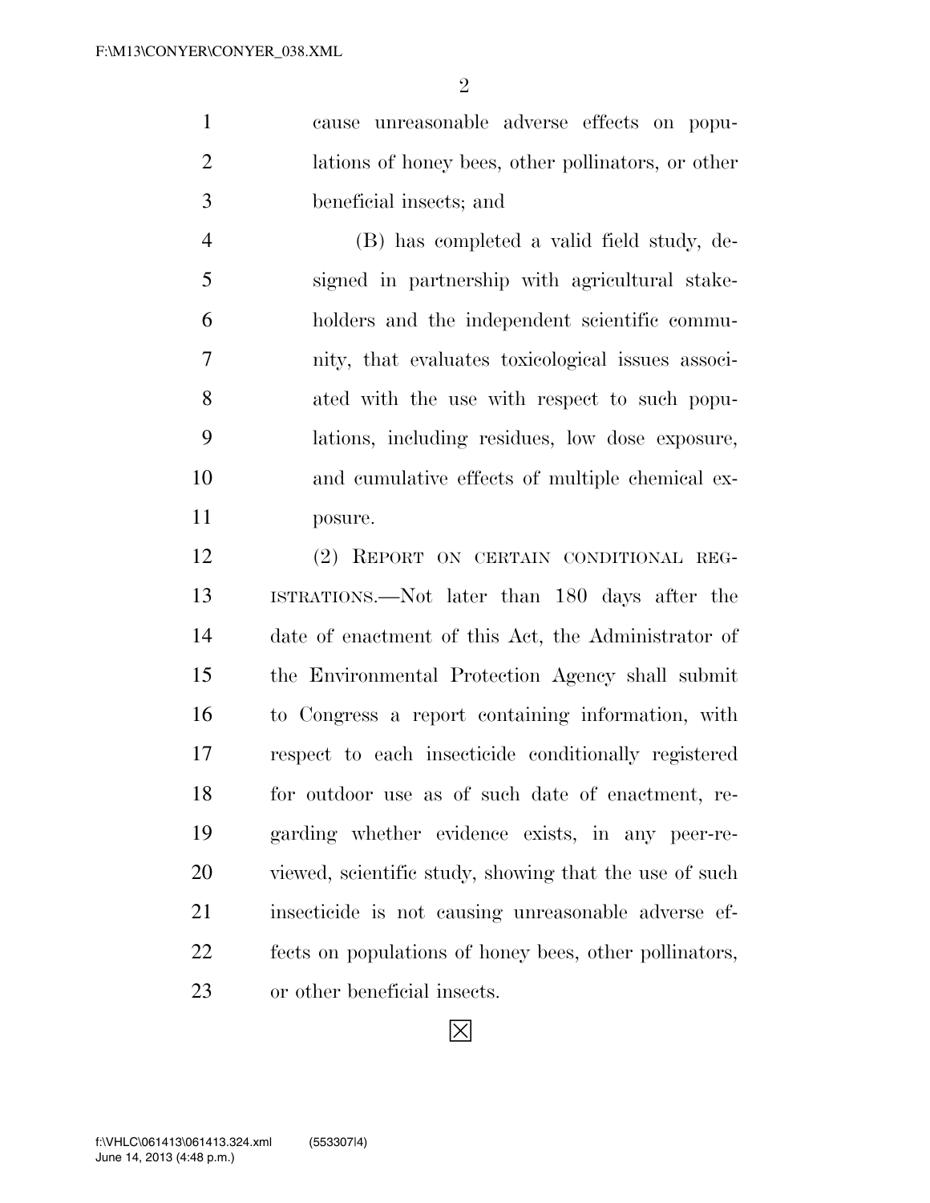cause unreasonable adverse effects on populations of honey bees, other pollinators, or other beneficial insects; and

(B) has completed a valid field study, designed in partnership with agricultural stakeholders and the independent scientific community, that evaluates toxicological issues associated with the use with respect to such populations, including residues, low dose exposure, and cumulative effects of multiple chemical exposure.

(2) REPORT ON CERTAIN CONDITIONAL REGISTRATIONS.—Not later than 180 days after the date of enactment of this Act, the Administrator of the Environmental Protection Agency shall submit to Congress a report containing information, with respect to each insecticide conditionally registered for outdoor use as of such date of enactment, regarding whether evidence exists, in any peer-reviewed, scientific study, showing that the use of such insecticide is not causing unreasonable adverse effects on populations of honey bees, other pollinators, or other beneficial insects.